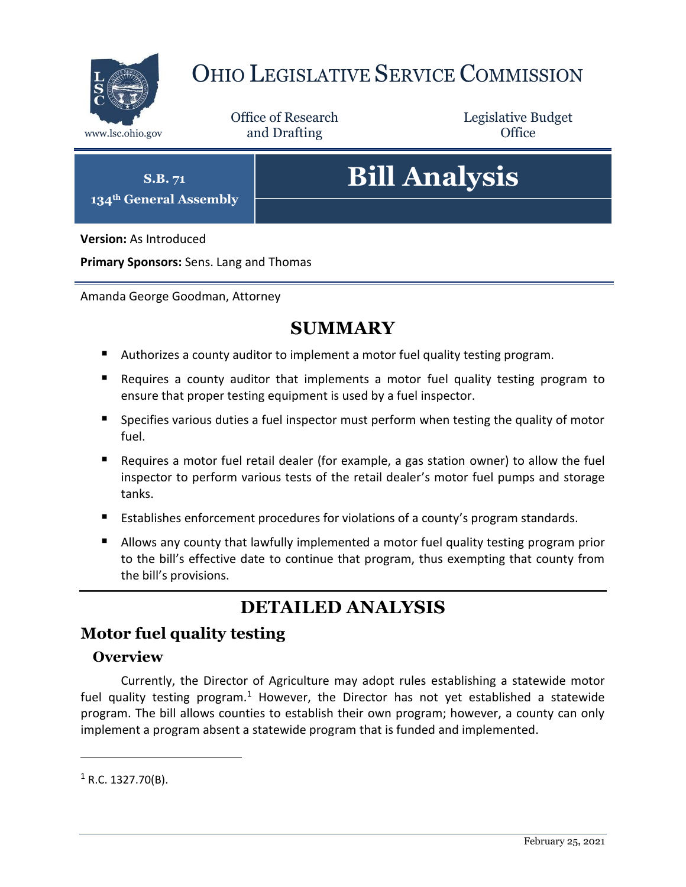# OHIO LEGISLATIVE SERVICE COMMISSION

www.lsc.ohio.gov

Office of Research and Drafting

Legislative Budget Office

**S.B. 71**
**134th General Assembly**

# Bill Analysis

**Version:** As Introduced

**Primary Sponsors:** Sens. Lang and Thomas

Amanda George Goodman, Attorney

## SUMMARY

- Authorizes a county auditor to implement a motor fuel quality testing program.
- Requires a county auditor that implements a motor fuel quality testing program to ensure that proper testing equipment is used by a fuel inspector.
- Specifies various duties a fuel inspector must perform when testing the quality of motor fuel.
- Requires a motor fuel retail dealer (for example, a gas station owner) to allow the fuel inspector to perform various tests of the retail dealer's motor fuel pumps and storage tanks.
- Establishes enforcement procedures for violations of a county's program standards.
- Allows any county that lawfully implemented a motor fuel quality testing program prior to the bill's effective date to continue that program, thus exempting that county from the bill's provisions.

## DETAILED ANALYSIS

## Motor fuel quality testing

### Overview

Currently, the Director of Agriculture may adopt rules establishing a statewide motor fuel quality testing program.[1] However, the Director has not yet established a statewide program. The bill allows counties to establish their own program; however, a county can only implement a program absent a statewide program that is funded and implemented.

[1] R.C. 1327.70(B).

February 25, 2021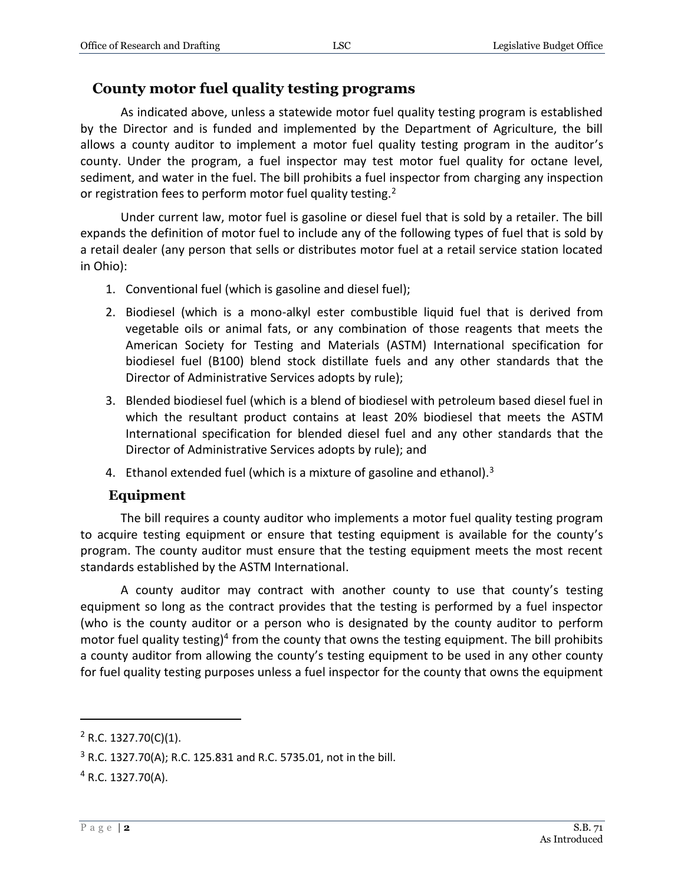## County motor fuel quality testing programs

As indicated above, unless a statewide motor fuel quality testing program is established by the Director and is funded and implemented by the Department of Agriculture, the bill allows a county auditor to implement a motor fuel quality testing program in the auditor's county. Under the program, a fuel inspector may test motor fuel quality for octane level, sediment, and water in the fuel. The bill prohibits a fuel inspector from charging any inspection or registration fees to perform motor fuel quality testing.[2]

Under current law, motor fuel is gasoline or diesel fuel that is sold by a retailer. The bill expands the definition of motor fuel to include any of the following types of fuel that is sold by a retail dealer (any person that sells or distributes motor fuel at a retail service station located in Ohio):

1. Conventional fuel (which is gasoline and diesel fuel);
2. Biodiesel (which is a mono-alkyl ester combustible liquid fuel that is derived from vegetable oils or animal fats, or any combination of those reagents that meets the American Society for Testing and Materials (ASTM) International specification for biodiesel fuel (B100) blend stock distillate fuels and any other standards that the Director of Administrative Services adopts by rule);
3. Blended biodiesel fuel (which is a blend of biodiesel with petroleum based diesel fuel in which the resultant product contains at least 20% biodiesel that meets the ASTM International specification for blended diesel fuel and any other standards that the Director of Administrative Services adopts by rule); and
4. Ethanol extended fuel (which is a mixture of gasoline and ethanol).[3]

### Equipment

The bill requires a county auditor who implements a motor fuel quality testing program to acquire testing equipment or ensure that testing equipment is available for the county's program. The county auditor must ensure that the testing equipment meets the most recent standards established by the ASTM International.

A county auditor may contract with another county to use that county's testing equipment so long as the contract provides that the testing is performed by a fuel inspector (who is the county auditor or a person who is designated by the county auditor to perform motor fuel quality testing)[4] from the county that owns the testing equipment. The bill prohibits a county auditor from allowing the county's testing equipment to be used in any other county for fuel quality testing purposes unless a fuel inspector for the county that owns the equipment

---

[2] R.C. 1327.70(C)(1).

[3] R.C. 1327.70(A); R.C. 125.831 and R.C. 5735.01, not in the bill.

[4] R.C. 1327.70(A).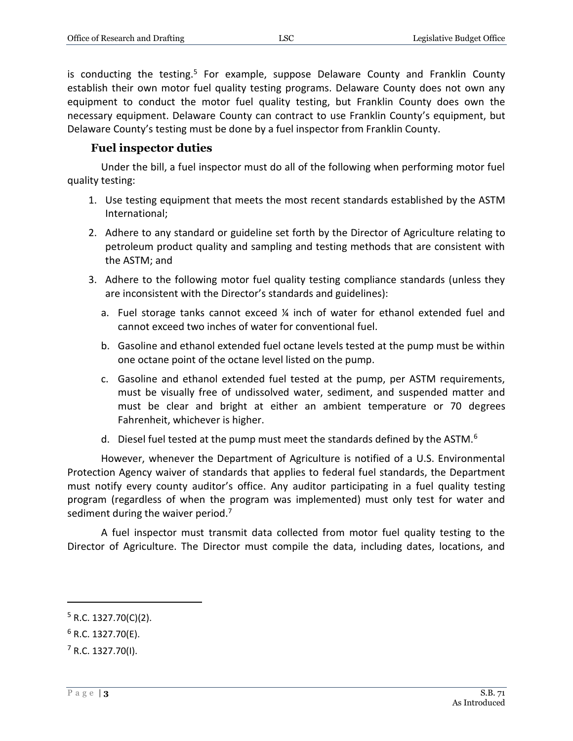is conducting the testing.[5] For example, suppose Delaware County and Franklin County establish their own motor fuel quality testing programs. Delaware County does not own any equipment to conduct the motor fuel quality testing, but Franklin County does own the necessary equipment. Delaware County can contract to use Franklin County's equipment, but Delaware County's testing must be done by a fuel inspector from Franklin County.

### Fuel inspector duties

Under the bill, a fuel inspector must do all of the following when performing motor fuel quality testing:

1. Use testing equipment that meets the most recent standards established by the ASTM International;
2. Adhere to any standard or guideline set forth by the Director of Agriculture relating to petroleum product quality and sampling and testing methods that are consistent with the ASTM; and
3. Adhere to the following motor fuel quality testing compliance standards (unless they are inconsistent with the Director's standards and guidelines):
   a. Fuel storage tanks cannot exceed ¼ inch of water for ethanol extended fuel and cannot exceed two inches of water for conventional fuel.
   b. Gasoline and ethanol extended fuel octane levels tested at the pump must be within one octane point of the octane level listed on the pump.
   c. Gasoline and ethanol extended fuel tested at the pump, per ASTM requirements, must be visually free of undissolved water, sediment, and suspended matter and must be clear and bright at either an ambient temperature or 70 degrees Fahrenheit, whichever is higher.
   d. Diesel fuel tested at the pump must meet the standards defined by the ASTM.[6]

However, whenever the Department of Agriculture is notified of a U.S. Environmental Protection Agency waiver of standards that applies to federal fuel standards, the Department must notify every county auditor's office. Any auditor participating in a fuel quality testing program (regardless of when the program was implemented) must only test for water and sediment during the waiver period.[7]

A fuel inspector must transmit data collected from motor fuel quality testing to the Director of Agriculture. The Director must compile the data, including dates, locations, and

---

[5] R.C. 1327.70(C)(2).

[6] R.C. 1327.70(E).

[7] R.C. 1327.70(I).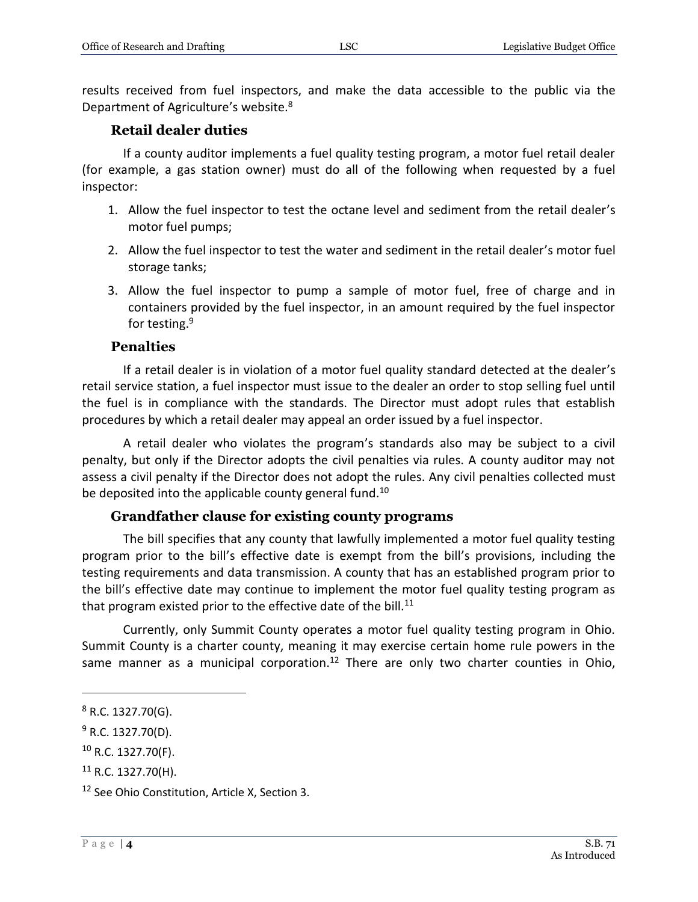results received from fuel inspectors, and make the data accessible to the public via the Department of Agriculture's website.[8]

### Retail dealer duties

If a county auditor implements a fuel quality testing program, a motor fuel retail dealer (for example, a gas station owner) must do all of the following when requested by a fuel inspector:

1. Allow the fuel inspector to test the octane level and sediment from the retail dealer's motor fuel pumps;
2. Allow the fuel inspector to test the water and sediment in the retail dealer's motor fuel storage tanks;
3. Allow the fuel inspector to pump a sample of motor fuel, free of charge and in containers provided by the fuel inspector, in an amount required by the fuel inspector for testing.[9]

### Penalties

If a retail dealer is in violation of a motor fuel quality standard detected at the dealer's retail service station, a fuel inspector must issue to the dealer an order to stop selling fuel until the fuel is in compliance with the standards. The Director must adopt rules that establish procedures by which a retail dealer may appeal an order issued by a fuel inspector.

A retail dealer who violates the program's standards also may be subject to a civil penalty, but only if the Director adopts the civil penalties via rules. A county auditor may not assess a civil penalty if the Director does not adopt the rules. Any civil penalties collected must be deposited into the applicable county general fund.[10]

### Grandfather clause for existing county programs

The bill specifies that any county that lawfully implemented a motor fuel quality testing program prior to the bill's effective date is exempt from the bill's provisions, including the testing requirements and data transmission. A county that has an established program prior to the bill's effective date may continue to implement the motor fuel quality testing program as that program existed prior to the effective date of the bill.[11]

Currently, only Summit County operates a motor fuel quality testing program in Ohio. Summit County is a charter county, meaning it may exercise certain home rule powers in the same manner as a municipal corporation.[12] There are only two charter counties in Ohio,

---

[8] R.C. 1327.70(G).

[9] R.C. 1327.70(D).

[10] R.C. 1327.70(F).

[11] R.C. 1327.70(H).

[12] See Ohio Constitution, Article X, Section 3.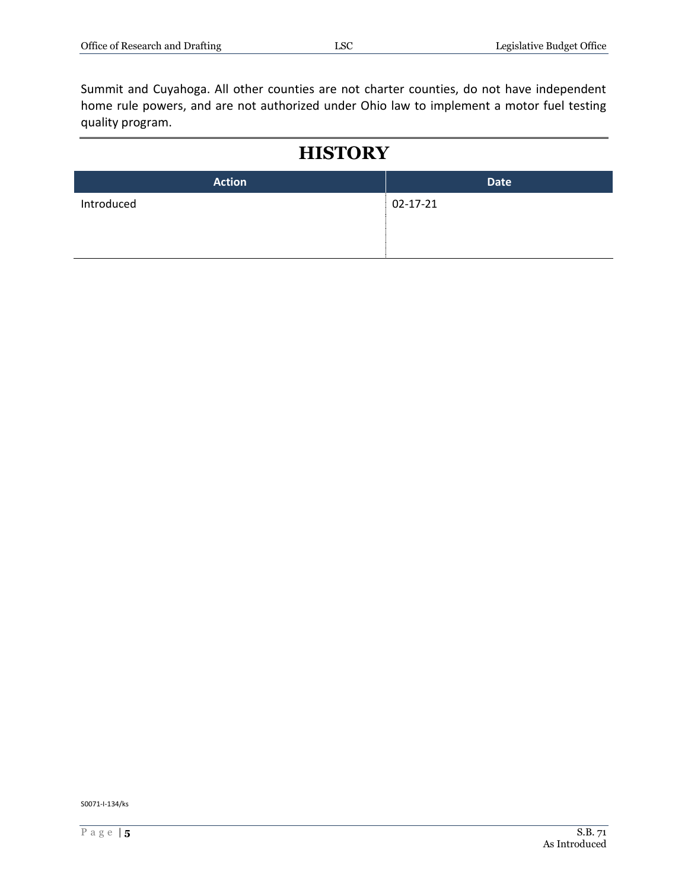Summit and Cuyahoga. All other counties are not charter counties, do not have independent home rule powers, and are not authorized under Ohio law to implement a motor fuel testing quality program.

# HISTORY

| Action | Date |
| --- | --- |
| Introduced | 02-17-21 |

S0071-I-134/ks